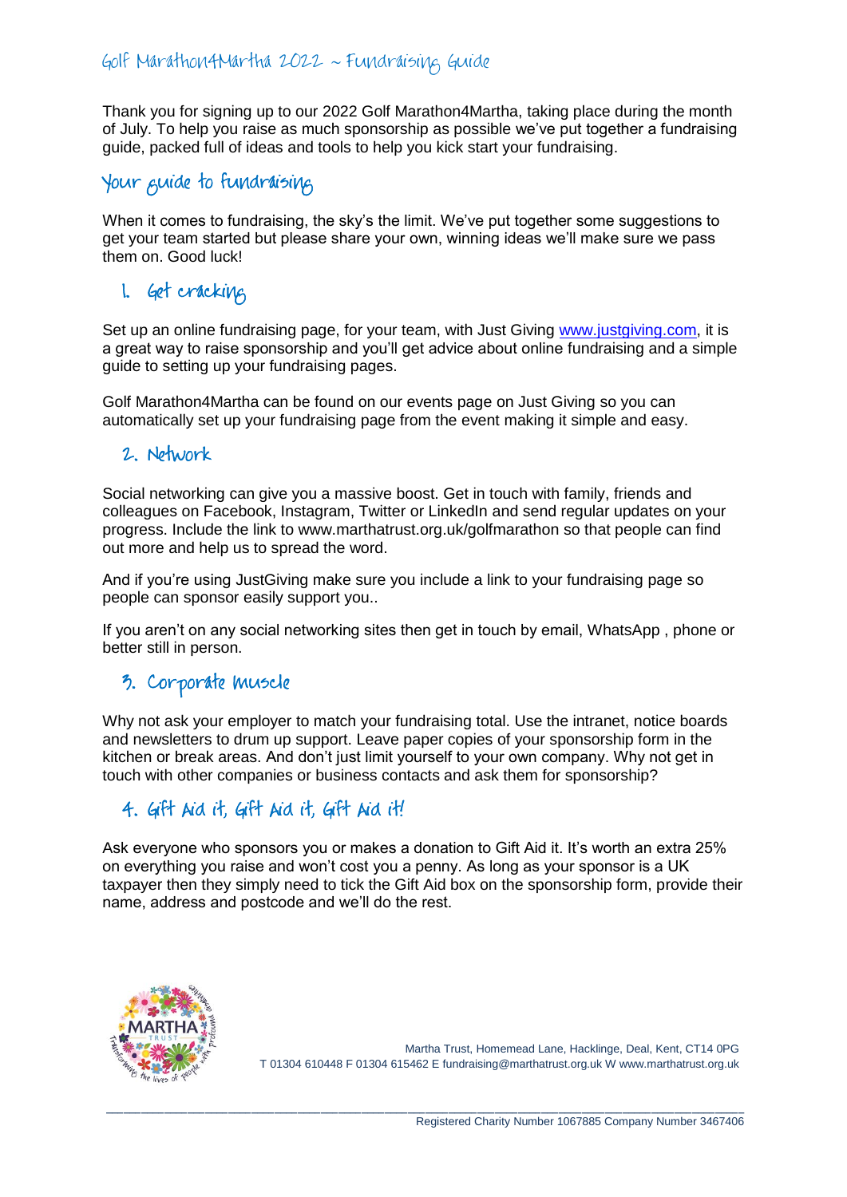# Golf Marathon4Martha 2022 ~ Fundraising Guide

Thank you for signing up to our 2022 Golf Marathon4Martha, taking place during the month of July. To help you raise as much sponsorship as possible we've put together a fundraising guide, packed full of ideas and tools to help you kick start your fundraising.

## Your guide to fundraising

When it comes to fundraising, the sky's the limit. We've put together some suggestions to get your team started but please share your own, winning ideas we'll make sure we pass them on. Good luck!

### 1. Get cracking

Set up an online fundraising page, for your team, with Just Giving www.justgiving.com, it is a great way to raise sponsorship and you'll get advice about online fundraising and a simple guide to setting up your fundraising pages.

Golf Marathon4Martha can be found on our events page on Just Giving so you can automatically set up your fundraising page from the event making it simple and easy.

### 2. Network

Social networking can give you a massive boost. Get in touch with family, friends and colleagues on Facebook, Instagram, Twitter or LinkedIn and send regular updates on your progress. Include the link to www.marthatrust.org.uk/golfmarathon so that people can find out more and help us to spread the word.

And if you're using JustGiving make sure you include a link to your fundraising page so people can sponsor easily support you..

If you aren't on any social networking sites then get in touch by email, WhatsApp , phone or better still in person.

### 3. Corporate muscle

Why not ask your employer to match your fundraising total. Use the intranet, notice boards and newsletters to drum up support. Leave paper copies of your sponsorship form in the kitchen or break areas. And don't just limit yourself to your own company. Why not get in touch with other companies or business contacts and ask them for sponsorship?

### 4. Gift Aid it, Gift Aid it, Gift Aid it!

Ask everyone who sponsors you or makes a donation to Gift Aid it. It's worth an extra 25% on everything you raise and won't cost you a penny. As long as your sponsor is a UK taxpayer then they simply need to tick the Gift Aid box on the sponsorship form, provide their name, address and postcode and we'll do the rest.

Martha Trust, Homemead Lane, Hacklinge, Deal, Kent, CT14 0PG
T 01304 610448 F 01304 615462 E fundraising@marthatrust.org.uk W www.marthatrust.org.uk

Registered Charity Number 1067885 Company Number 3467406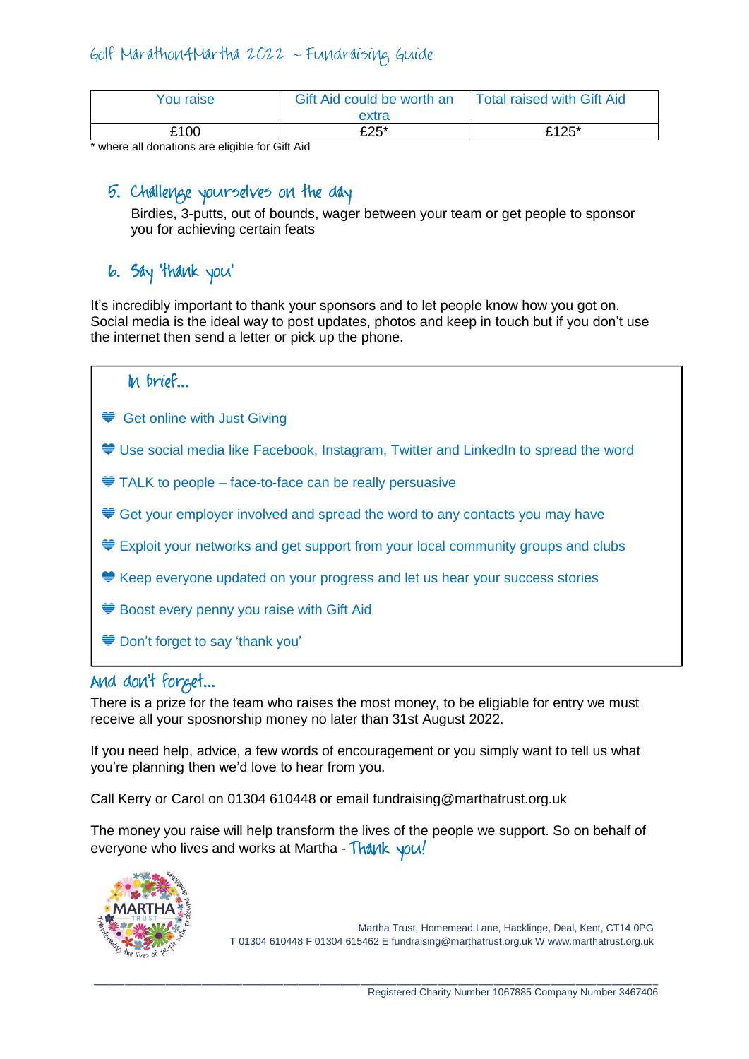| You raise | Gift Aid could be worth an extra | Total raised with Gift Aid |
|---|---|---|
| £100 | £25* | £125* |

* where all donations are eligible for Gift Aid

## 5. Challenge yourselves on the day

Birdies, 3-putts, out of bounds, wager between your team or get people to sponsor you for achieving certain feats

## 6. Say 'thank you'

It's incredibly important to thank your sponsors and to let people know how you got on. Social media is the ideal way to post updates, photos and keep in touch but if you don't use the internet then send a letter or pick up the phone.

### In brief...

- Get online with Just Giving
- Use social media like Facebook, Instagram, Twitter and LinkedIn to spread the word
- TALK to people – face-to-face can be really persuasive
- Get your employer involved and spread the word to any contacts you may have
- Exploit your networks and get support from your local community groups and clubs
- Keep everyone updated on your progress and let us hear your success stories
- Boost every penny you raise with Gift Aid
- Don't forget to say 'thank you'

## And don't forget...

There is a prize for the team who raises the most money, to be eligiable for entry we must receive all your sposnorship money no later than 31st August 2022.

If you need help, advice, a few words of encouragement or you simply want to tell us what you're planning then we'd love to hear from you.

Call Kerry or Carol on 01304 610448 or email fundraising@marthatrust.org.uk

The money you raise will help transform the lives of the people we support. So on behalf of everyone who lives and works at Martha - Thank you!

Martha Trust, Homemead Lane, Hacklinge, Deal, Kent, CT14 0PG
T 01304 610448 F 01304 615462 E fundraising@marthatrust.org.uk W www.marthatrust.org.uk

Registered Charity Number 1067885 Company Number 3467406